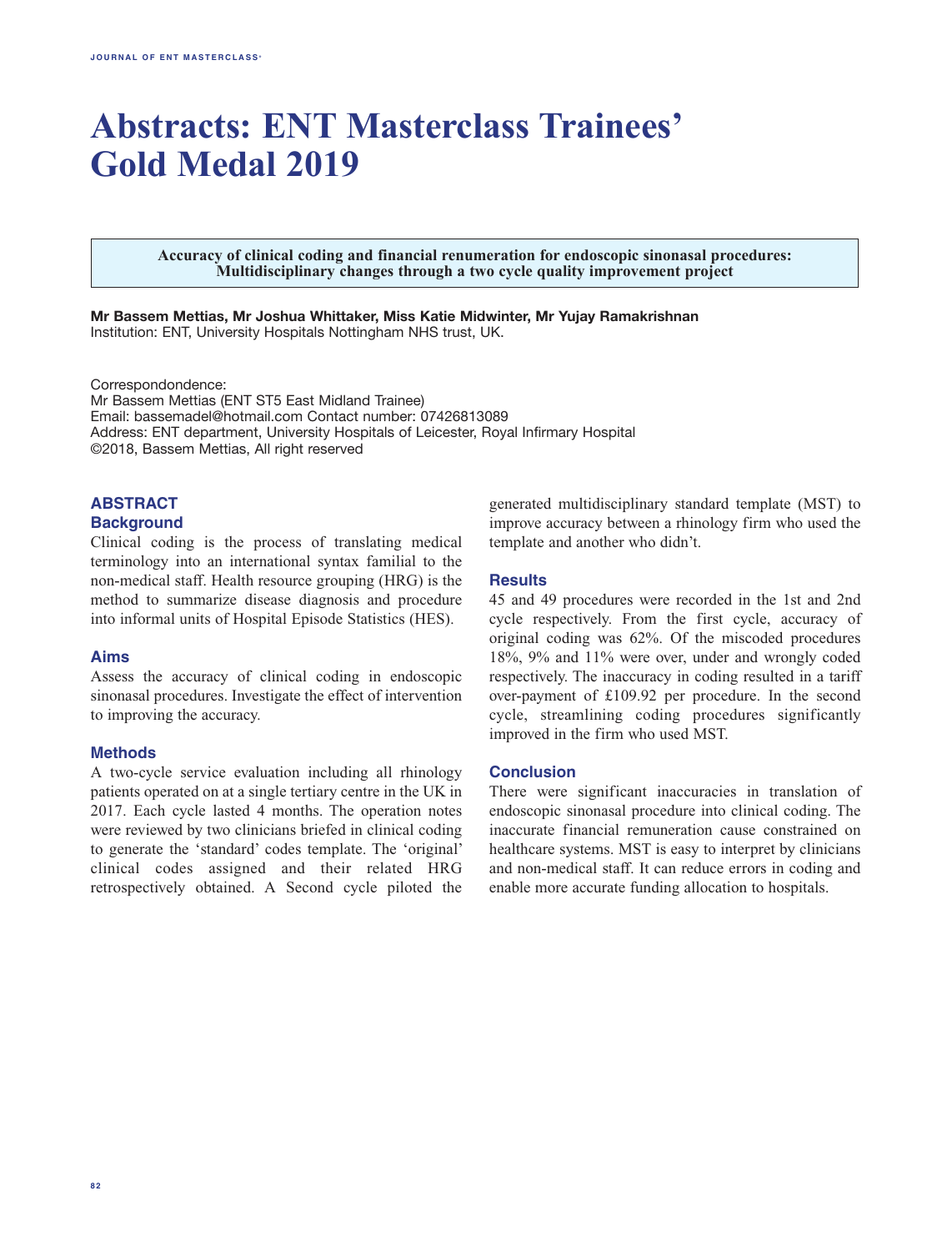# Abstracts: ENT Masterclass Trainees' Gold Medal 2019

**Accuracy of clinical coding and financial renumeration for endoscopic sinonasal procedures: Multidisciplinary changes through a two cycle quality improvement project**

**Mr Bassem Mettias, Mr Joshua Whittaker, Miss Katie Midwinter, Mr Yujay Ramakrishnan**
Institution: ENT, University Hospitals Nottingham NHS trust, UK.

Correspondondence:
Mr Bassem Mettias (ENT ST5 East Midland Trainee)
Email: bassemadel@hotmail.com Contact number: 07426813089
Address: ENT department, University Hospitals of Leicester, Royal Infirmary Hospital
©2018, Bassem Mettias, All right reserved

## ABSTRACT

### Background

Clinical coding is the process of translating medical terminology into an international syntax familial to the non-medical staff. Health resource grouping (HRG) is the method to summarize disease diagnosis and procedure into informal units of Hospital Episode Statistics (HES).

### Aims

Assess the accuracy of clinical coding in endoscopic sinonasal procedures. Investigate the effect of intervention to improving the accuracy.

### Methods

A two-cycle service evaluation including all rhinology patients operated on at a single tertiary centre in the UK in 2017. Each cycle lasted 4 months. The operation notes were reviewed by two clinicians briefed in clinical coding to generate the 'standard' codes template. The 'original' clinical codes assigned and their related HRG retrospectively obtained. A Second cycle piloted the generated multidisciplinary standard template (MST) to improve accuracy between a rhinology firm who used the template and another who didn't.

### Results

45 and 49 procedures were recorded in the 1st and 2nd cycle respectively. From the first cycle, accuracy of original coding was 62%. Of the miscoded procedures 18%, 9% and 11% were over, under and wrongly coded respectively. The inaccuracy in coding resulted in a tariff over-payment of £109.92 per procedure. In the second cycle, streamlining coding procedures significantly improved in the firm who used MST.

### Conclusion

There were significant inaccuracies in translation of endoscopic sinonasal procedure into clinical coding. The inaccurate financial remuneration cause constrained on healthcare systems. MST is easy to interpret by clinicians and non-medical staff. It can reduce errors in coding and enable more accurate funding allocation to hospitals.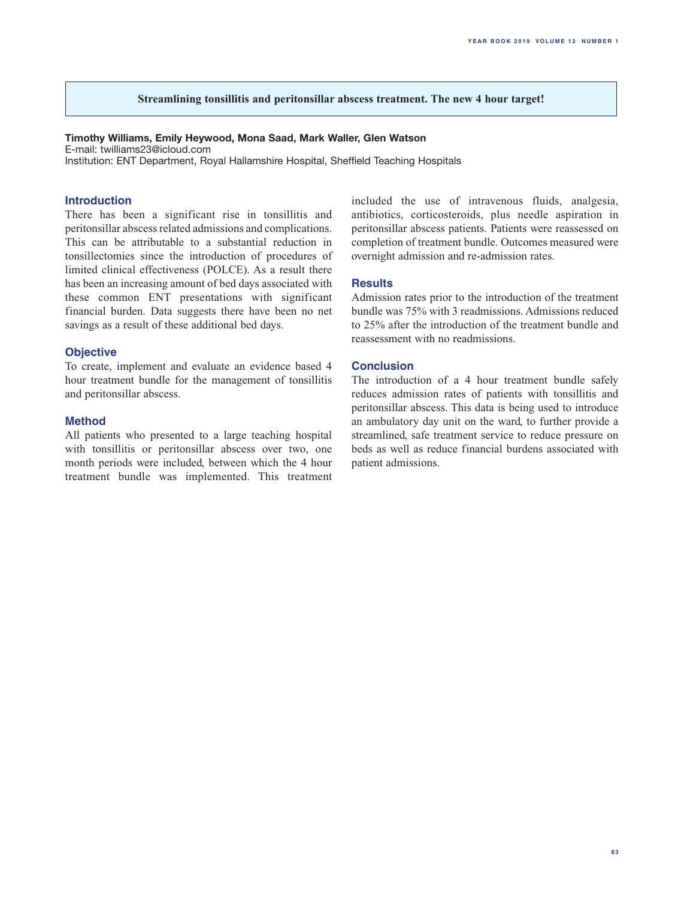## Streamlining tonsillitis and peritonsillar abscess treatment. The new 4 hour target!

**Timothy Williams, Emily Heywood, Mona Saad, Mark Waller, Glen Watson**
E-mail: twilliams23@icloud.com
Institution: ENT Department, Royal Hallamshire Hospital, Sheffield Teaching Hospitals

### Introduction

There has been a significant rise in tonsillitis and peritonsillar abscess related admissions and complications. This can be attributable to a substantial reduction in tonsillectomies since the introduction of procedures of limited clinical effectiveness (POLCE). As a result there has been an increasing amount of bed days associated with these common ENT presentations with significant financial burden. Data suggests there have been no net savings as a result of these additional bed days.

### Objective

To create, implement and evaluate an evidence based 4 hour treatment bundle for the management of tonsillitis and peritonsillar abscess.

### Method

All patients who presented to a large teaching hospital with tonsillitis or peritonsillar abscess over two, one month periods were included, between which the 4 hour treatment bundle was implemented. This treatment included the use of intravenous fluids, analgesia, antibiotics, corticosteroids, plus needle aspiration in peritonsillar abscess patients. Patients were reassessed on completion of treatment bundle. Outcomes measured were overnight admission and re-admission rates.

### Results

Admission rates prior to the introduction of the treatment bundle was 75% with 3 readmissions. Admissions reduced to 25% after the introduction of the treatment bundle and reassessment with no readmissions.

### Conclusion

The introduction of a 4 hour treatment bundle safely reduces admission rates of patients with tonsillitis and peritonsillar abscess. This data is being used to introduce an ambulatory day unit on the ward, to further provide a streamlined, safe treatment service to reduce pressure on beds as well as reduce financial burdens associated with patient admissions.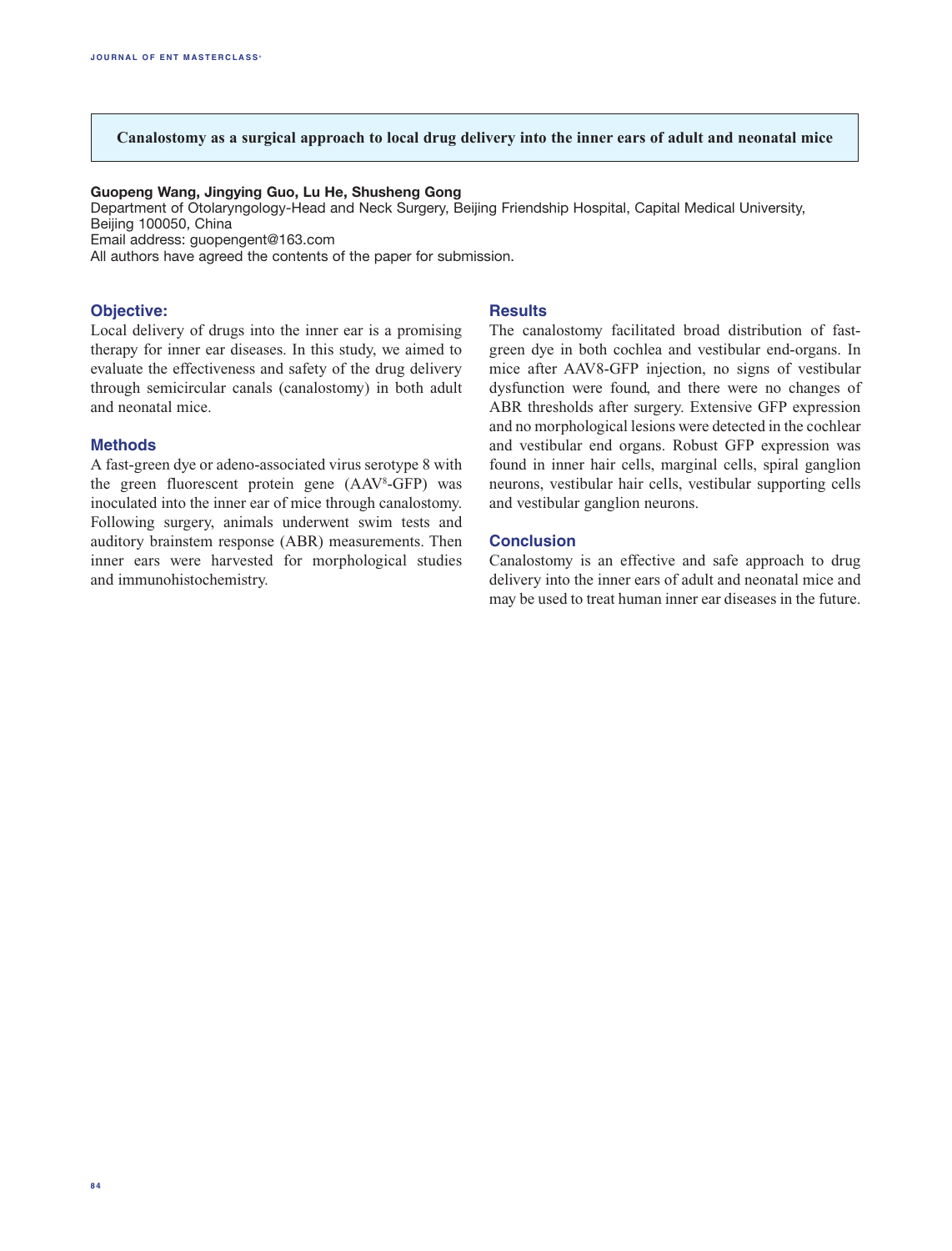## Canalostomy as a surgical approach to local drug delivery into the inner ears of adult and neonatal mice

**Guopeng Wang, Jingying Guo, Lu He, Shusheng Gong**
Department of Otolaryngology-Head and Neck Surgery, Beijing Friendship Hospital, Capital Medical University, Beijing 100050, China
Email address: guopengent@163.com
All authors have agreed the contents of the paper for submission.

### Objective:

Local delivery of drugs into the inner ear is a promising therapy for inner ear diseases. In this study, we aimed to evaluate the effectiveness and safety of the drug delivery through semicircular canals (canalostomy) in both adult and neonatal mice.

### Methods

A fast-green dye or adeno-associated virus serotype 8 with the green fluorescent protein gene ($AAV^8$-GFP) was inoculated into the inner ear of mice through canalostomy. Following surgery, animals underwent swim tests and auditory brainstem response (ABR) measurements. Then inner ears were harvested for morphological studies and immunohistochemistry.

### Results

The canalostomy facilitated broad distribution of fast-green dye in both cochlea and vestibular end-organs. In mice after AAV8-GFP injection, no signs of vestibular dysfunction were found, and there were no changes of ABR thresholds after surgery. Extensive GFP expression and no morphological lesions were detected in the cochlear and vestibular end organs. Robust GFP expression was found in inner hair cells, marginal cells, spiral ganglion neurons, vestibular hair cells, vestibular supporting cells and vestibular ganglion neurons.

### Conclusion

Canalostomy is an effective and safe approach to drug delivery into the inner ears of adult and neonatal mice and may be used to treat human inner ear diseases in the future.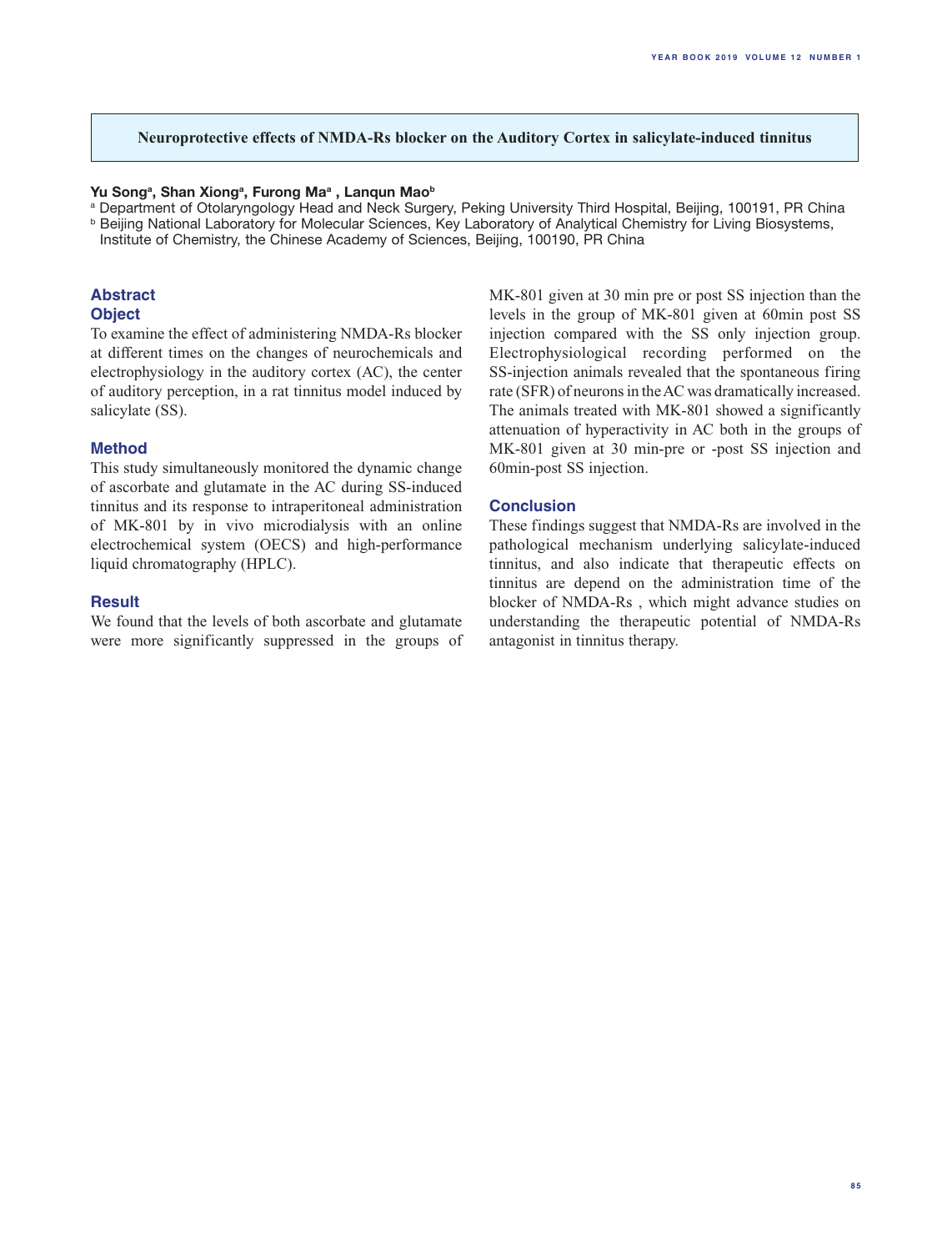# Neuroprotective effects of NMDA-Rs blocker on the Auditory Cortex in salicylate-induced tinnitus

**Yu Song[a], Shan Xiong[a], Furong Ma[a], Lanqun Mao[b]**

[a] Department of Otolaryngology Head and Neck Surgery, Peking University Third Hospital, Beijing, 100191, PR China

[b] Beijing National Laboratory for Molecular Sciences, Key Laboratory of Analytical Chemistry for Living Biosystems, Institute of Chemistry, the Chinese Academy of Sciences, Beijing, 100190, PR China

## Abstract

### Object

To examine the effect of administering NMDA-Rs blocker at different times on the changes of neurochemicals and electrophysiology in the auditory cortex (AC), the center of auditory perception, in a rat tinnitus model induced by salicylate (SS).

### Method

This study simultaneously monitored the dynamic change of ascorbate and glutamate in the AC during SS-induced tinnitus and its response to intraperitoneal administration of MK-801 by in vivo microdialysis with an online electrochemical system (OECS) and high-performance liquid chromatography (HPLC).

### Result

We found that the levels of both ascorbate and glutamate were more significantly suppressed in the groups of MK-801 given at 30 min pre or post SS injection than the levels in the group of MK-801 given at 60min post SS injection compared with the SS only injection group. Electrophysiological recording performed on the SS-injection animals revealed that the spontaneous firing rate (SFR) of neurons in the AC was dramatically increased. The animals treated with MK-801 showed a significantly attenuation of hyperactivity in AC both in the groups of MK-801 given at 30 min-pre or -post SS injection and 60min-post SS injection.

### Conclusion

These findings suggest that NMDA-Rs are involved in the pathological mechanism underlying salicylate-induced tinnitus, and also indicate that therapeutic effects on tinnitus are depend on the administration time of the blocker of NMDA-Rs , which might advance studies on understanding the therapeutic potential of NMDA-Rs antagonist in tinnitus therapy.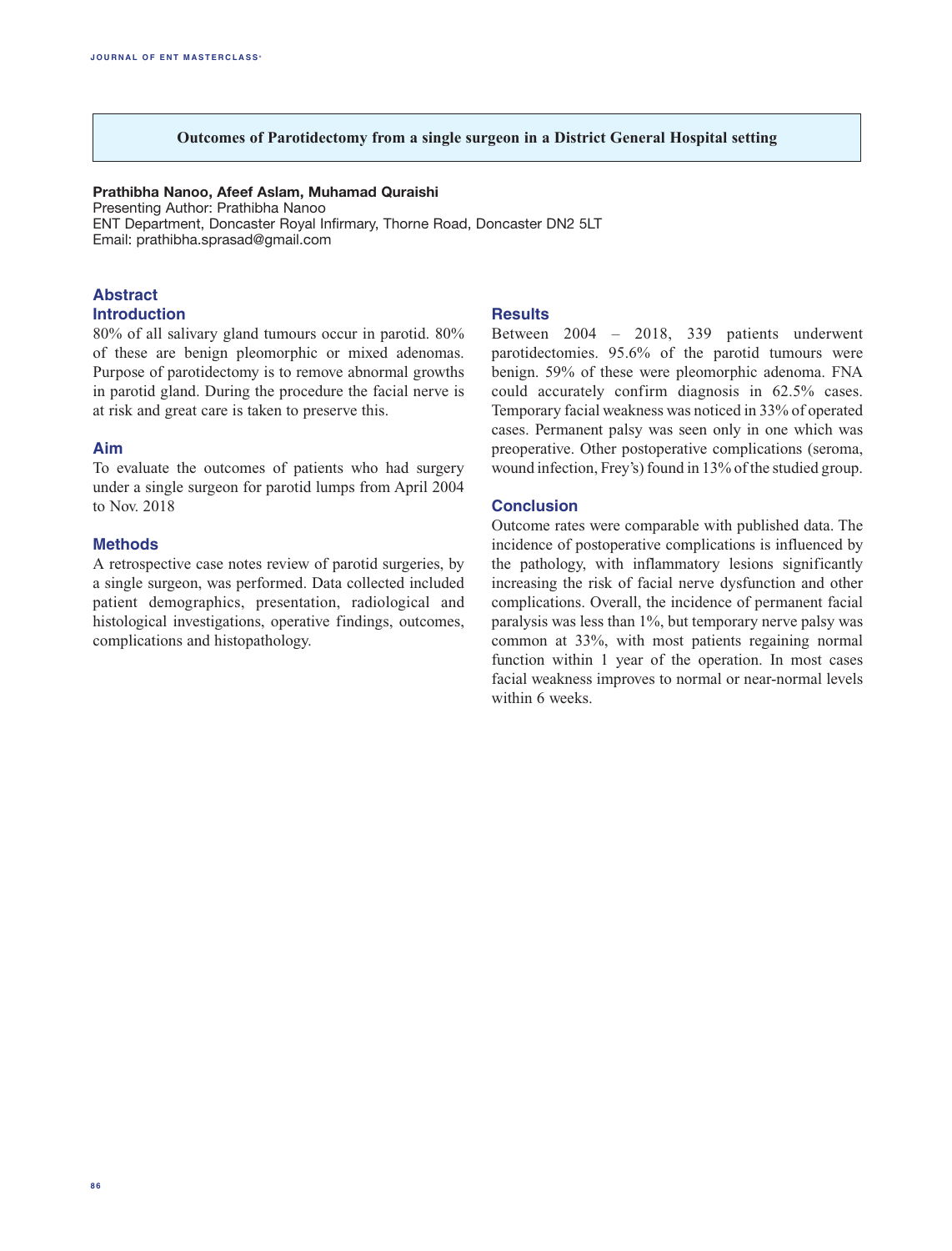## Outcomes of Parotidectomy from a single surgeon in a District General Hospital setting

**Prathibha Nanoo, Afeef Aslam, Muhamad Quraishi**
Presenting Author: Prathibha Nanoo
ENT Department, Doncaster Royal Infirmary, Thorne Road, Doncaster DN2 5LT
Email: prathibha.sprasad@gmail.com

### Abstract

### Introduction

80% of all salivary gland tumours occur in parotid. 80% of these are benign pleomorphic or mixed adenomas. Purpose of parotidectomy is to remove abnormal growths in parotid gland. During the procedure the facial nerve is at risk and great care is taken to preserve this.

### Aim

To evaluate the outcomes of patients who had surgery under a single surgeon for parotid lumps from April 2004 to Nov. 2018

### Methods

A retrospective case notes review of parotid surgeries, by a single surgeon, was performed. Data collected included patient demographics, presentation, radiological and histological investigations, operative findings, outcomes, complications and histopathology.

### Results

Between 2004 – 2018, 339 patients underwent parotidectomies. 95.6% of the parotid tumours were benign. 59% of these were pleomorphic adenoma. FNA could accurately confirm diagnosis in 62.5% cases. Temporary facial weakness was noticed in 33% of operated cases. Permanent palsy was seen only in one which was preoperative. Other postoperative complications (seroma, wound infection, Frey's) found in 13% of the studied group.

### Conclusion

Outcome rates were comparable with published data. The incidence of postoperative complications is influenced by the pathology, with inflammatory lesions significantly increasing the risk of facial nerve dysfunction and other complications. Overall, the incidence of permanent facial paralysis was less than 1%, but temporary nerve palsy was common at 33%, with most patients regaining normal function within 1 year of the operation. In most cases facial weakness improves to normal or near-normal levels within 6 weeks.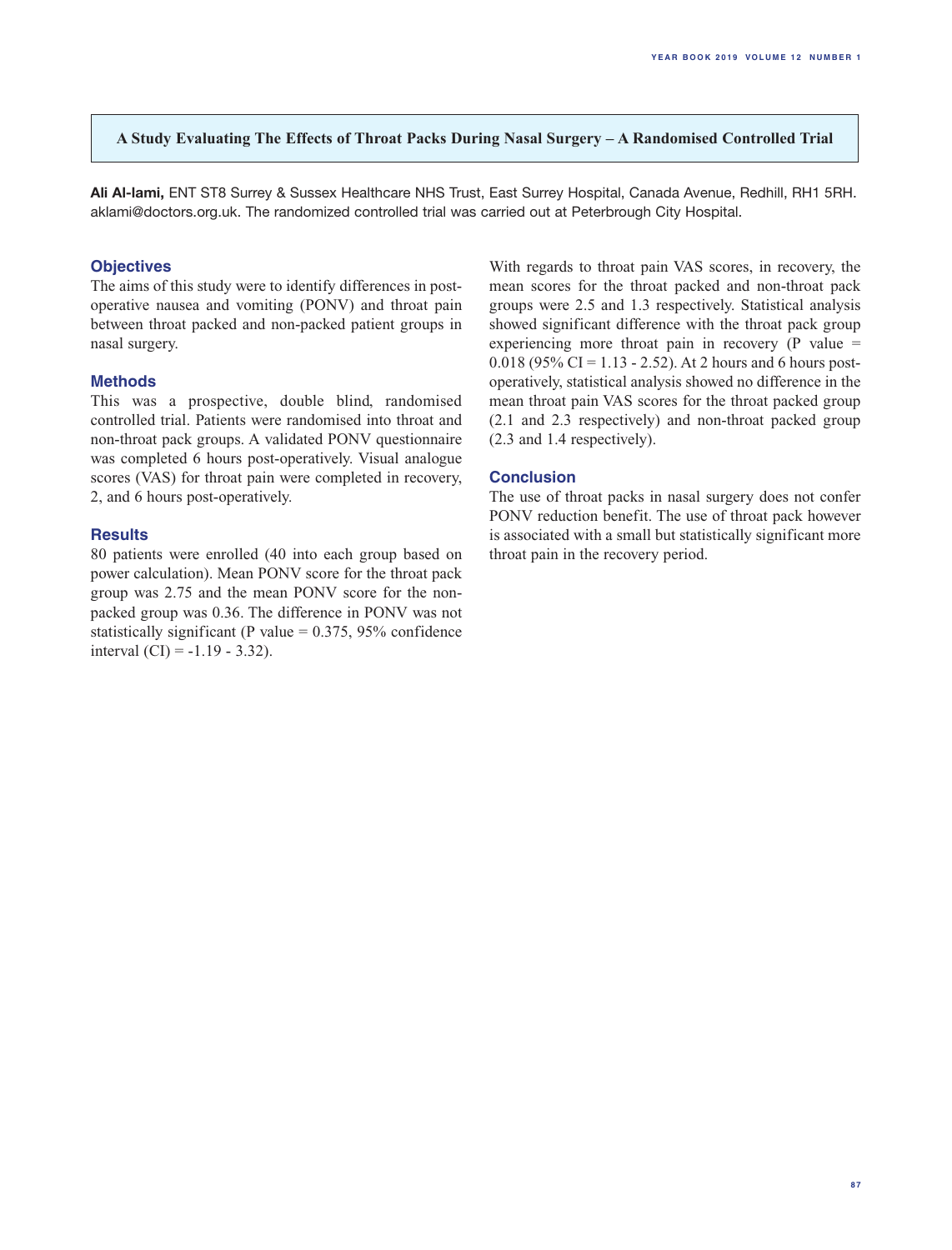# A Study Evaluating The Effects of Throat Packs During Nasal Surgery – A Randomised Controlled Trial

**Ali Al-lami,** ENT ST8 Surrey & Sussex Healthcare NHS Trust, East Surrey Hospital, Canada Avenue, Redhill, RH1 5RH. aklami@doctors.org.uk. The randomized controlled trial was carried out at Peterbrough City Hospital.

## Objectives

The aims of this study were to identify differences in post-operative nausea and vomiting (PONV) and throat pain between throat packed and non-packed patient groups in nasal surgery.

## Methods

This was a prospective, double blind, randomised controlled trial. Patients were randomised into throat and non-throat pack groups. A validated PONV questionnaire was completed 6 hours post-operatively. Visual analogue scores (VAS) for throat pain were completed in recovery, 2, and 6 hours post-operatively.

## Results

80 patients were enrolled (40 into each group based on power calculation). Mean PONV score for the throat pack group was 2.75 and the mean PONV score for the non-packed group was 0.36. The difference in PONV was not statistically significant (P value = 0.375, 95% confidence interval (CI) = -1.19 - 3.32).

With regards to throat pain VAS scores, in recovery, the mean scores for the throat packed and non-throat pack groups were 2.5 and 1.3 respectively. Statistical analysis showed significant difference with the throat pack group experiencing more throat pain in recovery (P value = 0.018 (95% CI = 1.13 - 2.52). At 2 hours and 6 hours post-operatively, statistical analysis showed no difference in the mean throat pain VAS scores for the throat packed group (2.1 and 2.3 respectively) and non-throat packed group (2.3 and 1.4 respectively).

## Conclusion

The use of throat packs in nasal surgery does not confer PONV reduction benefit. The use of throat pack however is associated with a small but statistically significant more throat pain in the recovery period.